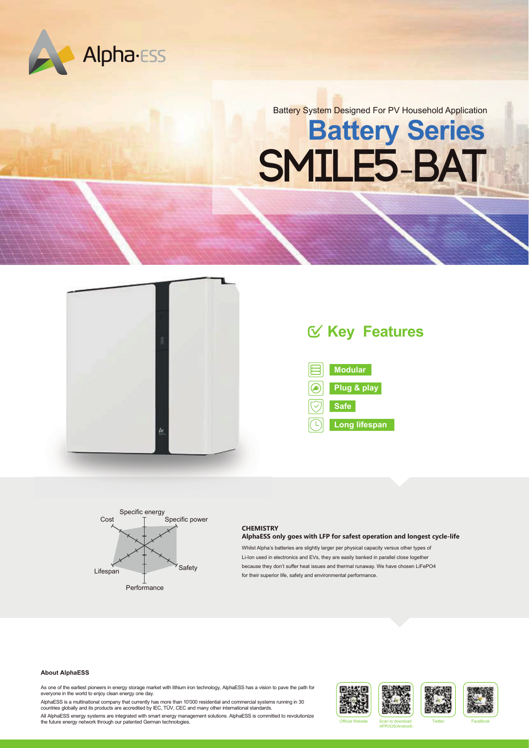Alpha·ESS

Battery System Designed For PV Household Application

# Battery Series SMILE5-BAT

## Key Features

- Modular
- Plug & play
- Safe
- Long lifespan

Specific energy, Specific power, Safety, Performance, Lifespan, Cost

### CHEMISTRY

**AlphaESS only goes with LFP for safest operation and longest cycle-life**

Whilst Alpha's batteries are slightly larger per physical capacity versus other types of Li-Ion used in electronics and EVs, they are easily banked in parallel close together because they don't suffer heat issues and thermal runaway. We have chosen LiFePO4 for their superior life, safety and environmental performance.

**About AlphaESS**

As one of the earliest pioneers in energy storage market with lithium iron technology, AlphaESS has a vision to pave the path for everyone in the world to enjoy clean energy one day.

AlphaESS is a multinational company that currently has more than 10'000 residential and commercial systems running in 30 countries globally and its products are accredited by IEC, TÜV, CEC and many other international standards.

All AlphaESS energy systems are integrated with smart energy management solutions. AlphaESS is committed to revolutionize the future energy network through our patented German technologies.

Official Website | Scan to download APP(IOS/Android) | Twitter | FaceBook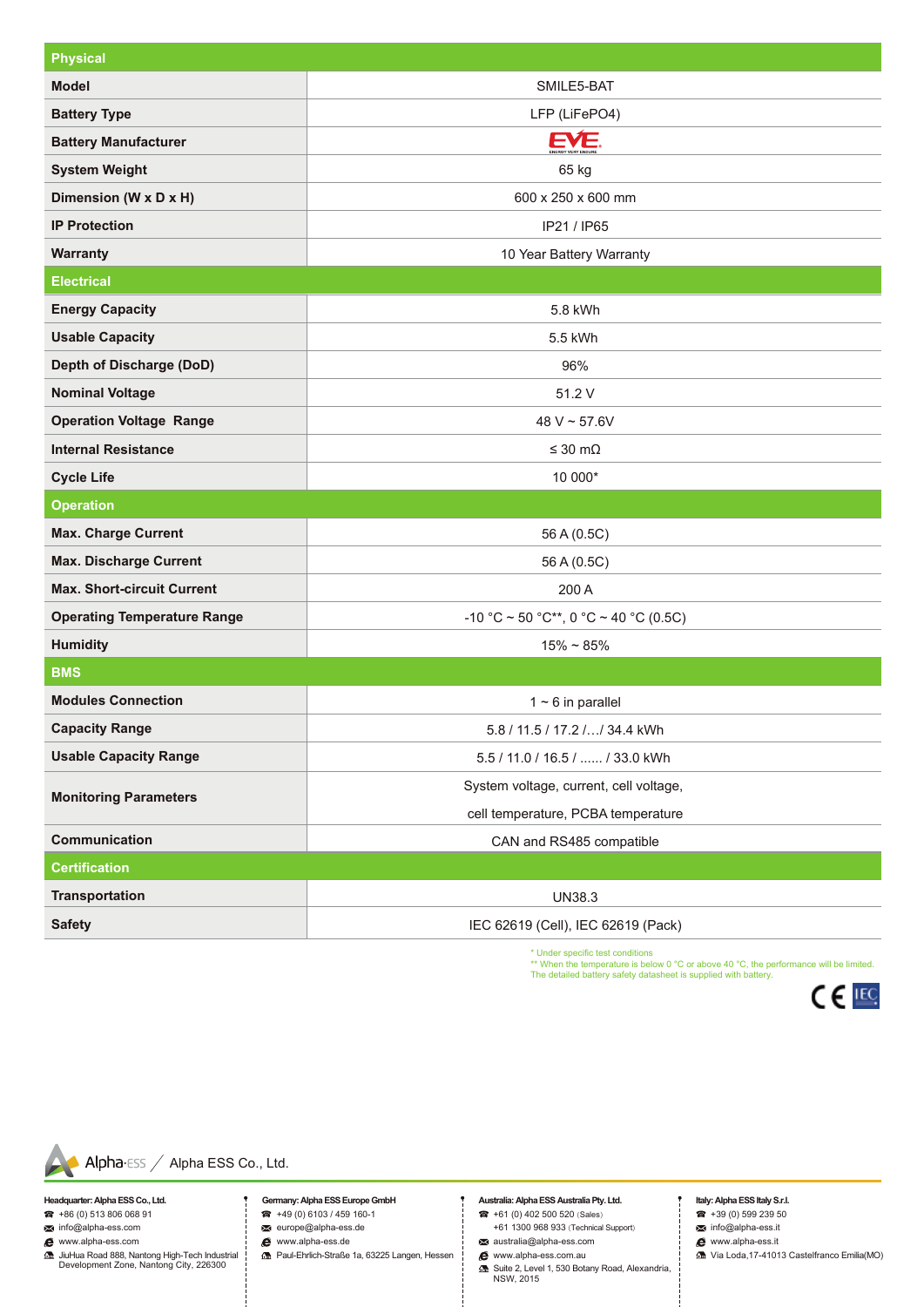| | |
|---|---|
| **Physical** | |
| **Model** | SMILE5-BAT |
| **Battery Type** | LFP (LiFePO4) |
| **Battery Manufacturer** | EVE |
| **System Weight** | 65 kg |
| **Dimension (W x D x H)** | 600 x 250 x 600 mm |
| **IP Protection** | IP21 / IP65 |
| **Warranty** | 10 Year Battery Warranty |
| **Electrical** | |
| **Energy Capacity** | 5.8 kWh |
| **Usable Capacity** | 5.5 kWh |
| **Depth of Discharge (DoD)** | 96% |
| **Nominal Voltage** | 51.2 V |
| **Operation Voltage Range** | 48 V ~ 57.6V |
| **Internal Resistance** | ≤ 30 mΩ |
| **Cycle Life** | 10 000* |
| **Operation** | |
| **Max. Charge Current** | 56 A (0.5C) |
| **Max. Discharge Current** | 56 A (0.5C) |
| **Max. Short-circuit Current** | 200 A |
| **Operating Temperature Range** | -10 °C ~ 50 °C**, 0 °C ~ 40 °C (0.5C) |
| **Humidity** | 15% ~ 85% |
| **BMS** | |
| **Modules Connection** | 1 ~ 6 in parallel |
| **Capacity Range** | 5.8 / 11.5 / 17.2 /…/ 34.4 kWh |
| **Usable Capacity Range** | 5.5 / 11.0 / 16.5 / ...... / 33.0 kWh |
| **Monitoring Parameters** | System voltage, current, cell voltage, cell temperature, PCBA temperature |
| **Communication** | CAN and RS485 compatible |
| **Certification** | |
| **Transportation** | UN38.3 |
| **Safety** | IEC 62619 (Cell), IEC 62619 (Pack) |

\* Under specific test conditions
\*\* When the temperature is below 0 °C or above 40 °C, the performance will be limited.
The detailed battery safety datasheet is supplied with battery.

CE IEC

Alpha·ESS / Alpha ESS Co., Ltd.

**Headquarter: Alpha ESS Co., Ltd.**
+86 (0) 513 806 068 91
info@alpha-ess.com
www.alpha-ess.com
JiuHua Road 888, Nantong High-Tech Industrial Development Zone, Nantong City, 226300

**Germany: Alpha ESS Europe GmbH**
+49 (0) 6103 / 459 160-1
europe@alpha-ess.de
www.alpha-ess.de
Paul-Ehrlich-Straße 1a, 63225 Langen, Hessen

**Australia: Alpha ESS Australia Pty. Ltd.**
+61 (0) 402 500 520 (Sales)
+61 1300 968 933 (Technical Support)
australia@alpha-ess.com
www.alpha-ess.com.au
Suite 2, Level 1, 530 Botany Road, Alexandria, NSW, 2015

**Italy: Alpha ESS Italy S.r.l.**
+39 (0) 599 239 50
info@alpha-ess.it
www.alpha-ess.it
Via Loda,17-41013 Castelfranco Emilia(MO)